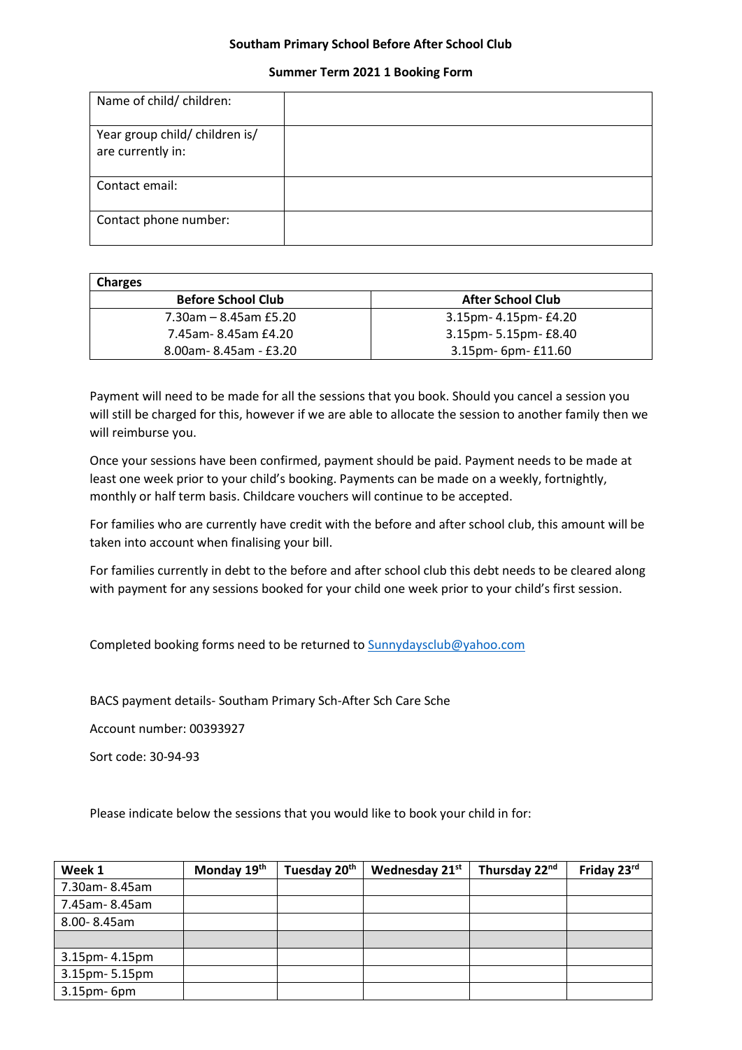**Southam Primary School Before After School Club**

**Summer Term 2021 1 Booking Form**

| Name of child/ children: | |
|---|---|
| Year group child/ children is/ are currently in: | |
| Contact email: | |
| Contact phone number: | |

| **Charges** | |
|---|---|
| **Before School Club** | **After School Club** |
| 7.30am – 8.45am £5.20 | 3.15pm- 4.15pm- £4.20 |
| 7.45am- 8.45am £4.20 | 3.15pm- 5.15pm- £8.40 |
| 8.00am- 8.45am - £3.20 | 3.15pm- 6pm- £11.60 |

Payment will need to be made for all the sessions that you book. Should you cancel a session you will still be charged for this, however if we are able to allocate the session to another family then we will reimburse you.

Once your sessions have been confirmed, payment should be paid. Payment needs to be made at least one week prior to your child's booking. Payments can be made on a weekly, fortnightly, monthly or half term basis. Childcare vouchers will continue to be accepted.

For families who are currently have credit with the before and after school club, this amount will be taken into account when finalising your bill.

For families currently in debt to the before and after school club this debt needs to be cleared along with payment for any sessions booked for your child one week prior to your child's first session.

Completed booking forms need to be returned to Sunnydaysclub@yahoo.com

BACS payment details- Southam Primary Sch-After Sch Care Sche

Account number: 00393927

Sort code: 30-94-93

Please indicate below the sessions that you would like to book your child in for:

| **Week 1** | **Monday 19th** | **Tuesday 20th** | **Wednesday 21st** | **Thursday 22nd** | **Friday 23rd** |
|---|---|---|---|---|---|
| 7.30am- 8.45am | | | | | |
| 7.45am- 8.45am | | | | | |
| 8.00- 8.45am | | | | | |
| | | | | | |
| 3.15pm- 4.15pm | | | | | |
| 3.15pm- 5.15pm | | | | | |
| 3.15pm- 6pm | | | | | |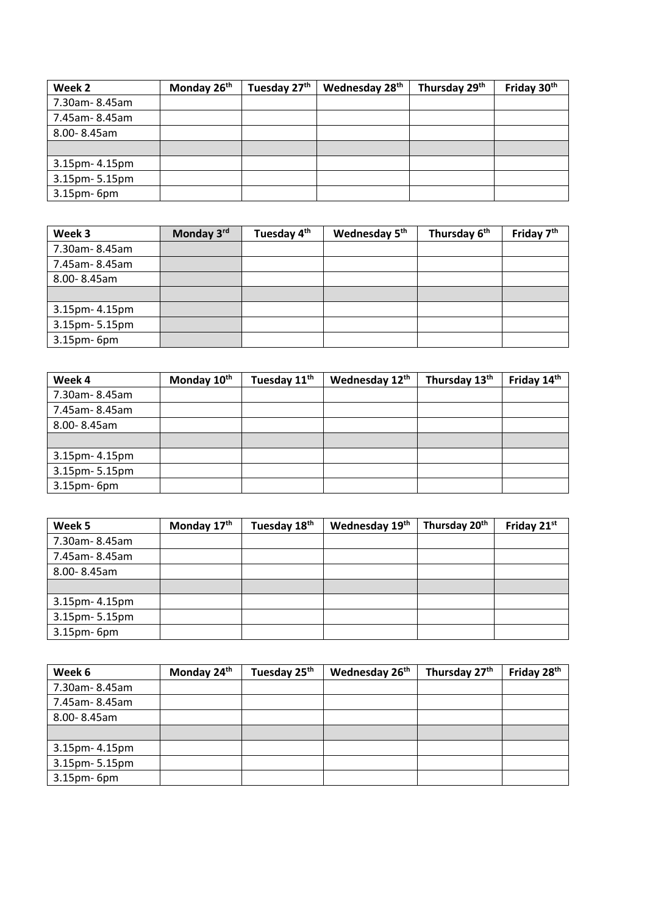| Week 2 | Monday 26th | Tuesday 27th | Wednesday 28th | Thursday 29th | Friday 30th |
|---|---|---|---|---|---|
| 7.30am- 8.45am | | | | | |
| 7.45am- 8.45am | | | | | |
| 8.00- 8.45am | | | | | |
| | | | | | |
| 3.15pm- 4.15pm | | | | | |
| 3.15pm- 5.15pm | | | | | |
| 3.15pm- 6pm | | | | | |

| Week 3 | Monday 3rd | Tuesday 4th | Wednesday 5th | Thursday 6th | Friday 7th |
|---|---|---|---|---|---|
| 7.30am- 8.45am | | | | | |
| 7.45am- 8.45am | | | | | |
| 8.00- 8.45am | | | | | |
| | | | | | |
| 3.15pm- 4.15pm | | | | | |
| 3.15pm- 5.15pm | | | | | |
| 3.15pm- 6pm | | | | | |

| Week 4 | Monday 10th | Tuesday 11th | Wednesday 12th | Thursday 13th | Friday 14th |
|---|---|---|---|---|---|
| 7.30am- 8.45am | | | | | |
| 7.45am- 8.45am | | | | | |
| 8.00- 8.45am | | | | | |
| | | | | | |
| 3.15pm- 4.15pm | | | | | |
| 3.15pm- 5.15pm | | | | | |
| 3.15pm- 6pm | | | | | |

| Week 5 | Monday 17th | Tuesday 18th | Wednesday 19th | Thursday 20th | Friday 21st |
|---|---|---|---|---|---|
| 7.30am- 8.45am | | | | | |
| 7.45am- 8.45am | | | | | |
| 8.00- 8.45am | | | | | |
| | | | | | |
| 3.15pm- 4.15pm | | | | | |
| 3.15pm- 5.15pm | | | | | |
| 3.15pm- 6pm | | | | | |

| Week 6 | Monday 24th | Tuesday 25th | Wednesday 26th | Thursday 27th | Friday 28th |
|---|---|---|---|---|---|
| 7.30am- 8.45am | | | | | |
| 7.45am- 8.45am | | | | | |
| 8.00- 8.45am | | | | | |
| | | | | | |
| 3.15pm- 4.15pm | | | | | |
| 3.15pm- 5.15pm | | | | | |
| 3.15pm- 6pm | | | | | |